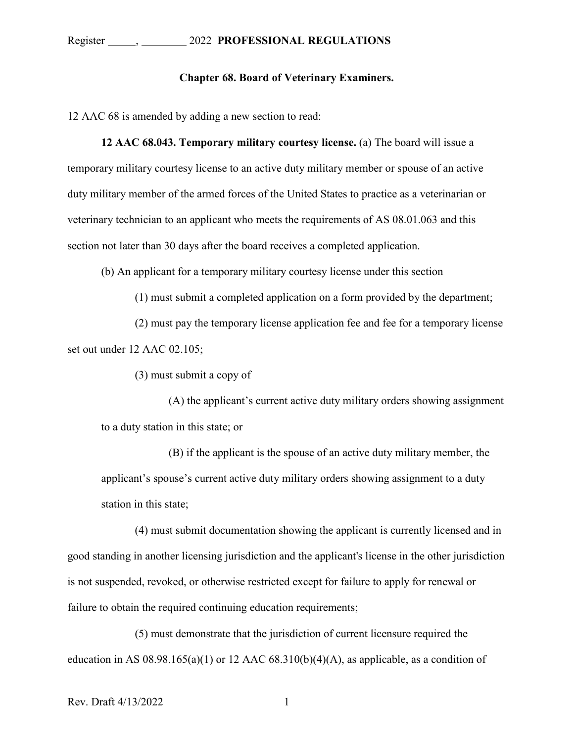**Chapter 68. Board of Veterinary Examiners.**

12 AAC 68 is amended by adding a new section to read:

**12 AAC 68.043. Temporary military courtesy license.** (a) The board will issue a temporary military courtesy license to an active duty military member or spouse of an active duty military member of the armed forces of the United States to practice as a veterinarian or veterinary technician to an applicant who meets the requirements of AS 08.01.063 and this section not later than 30 days after the board receives a completed application.

(b) An applicant for a temporary military courtesy license under this section

(1) must submit a completed application on a form provided by the department;

(2) must pay the temporary license application fee and fee for a temporary license set out under 12 AAC 02.105;

(3) must submit a copy of

(A) the applicant's current active duty military orders showing assignment to a duty station in this state; or

(B) if the applicant is the spouse of an active duty military member, the applicant's spouse's current active duty military orders showing assignment to a duty station in this state;

(4) must submit documentation showing the applicant is currently licensed and in good standing in another licensing jurisdiction and the applicant's license in the other jurisdiction is not suspended, revoked, or otherwise restricted except for failure to apply for renewal or failure to obtain the required continuing education requirements;

(5) must demonstrate that the jurisdiction of current licensure required the education in AS 08.98.165(a)(1) or 12 AAC 68.310(b)(4)(A), as applicable, as a condition of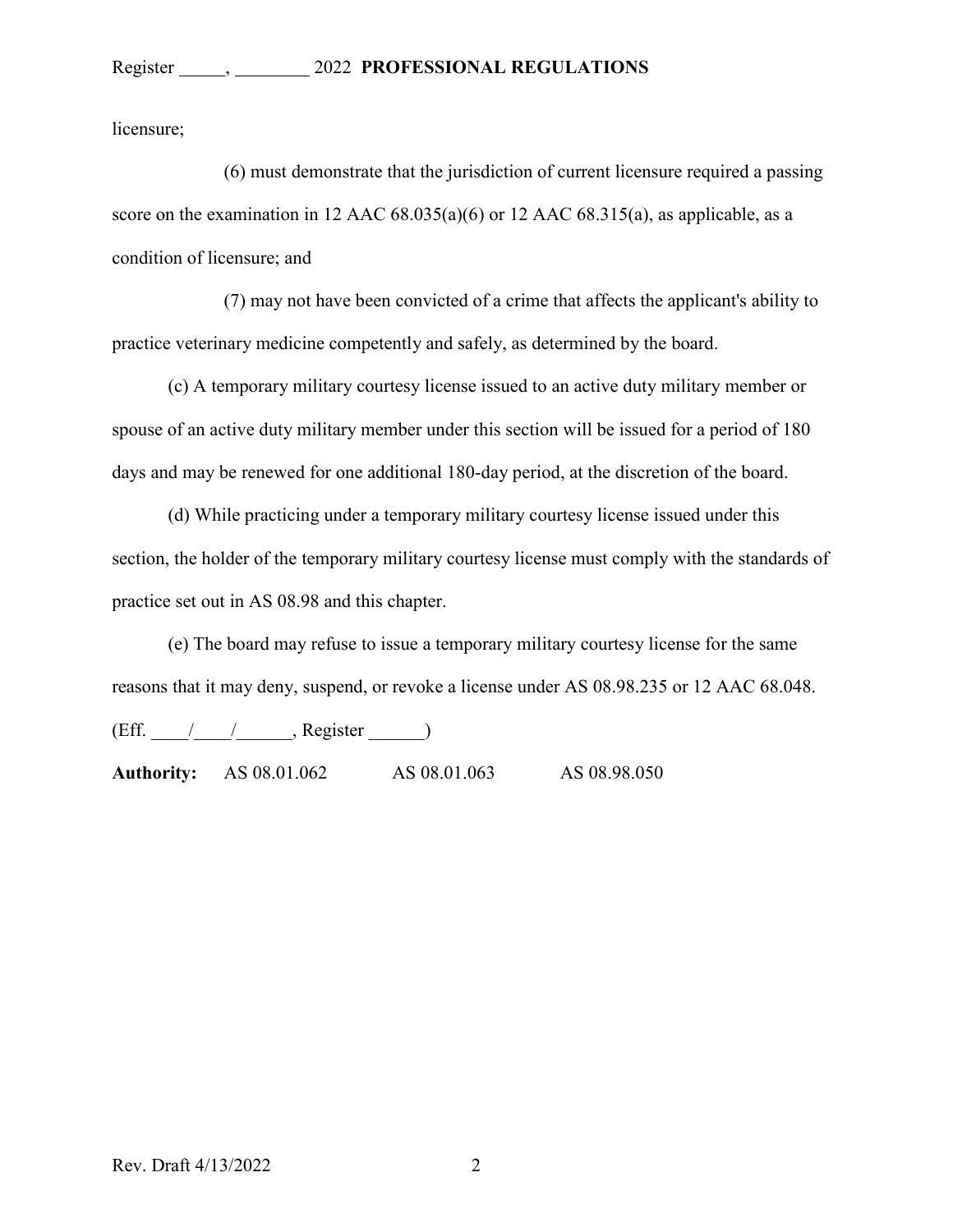licensure;

(6) must demonstrate that the jurisdiction of current licensure required a passing score on the examination in 12 AAC 68.035(a)(6) or 12 AAC 68.315(a), as applicable, as a condition of licensure; and

(7) may not have been convicted of a crime that affects the applicant's ability to practice veterinary medicine competently and safely, as determined by the board.

(c) A temporary military courtesy license issued to an active duty military member or spouse of an active duty military member under this section will be issued for a period of 180 days and may be renewed for one additional 180-day period, at the discretion of the board.

(d) While practicing under a temporary military courtesy license issued under this section, the holder of the temporary military courtesy license must comply with the standards of practice set out in AS 08.98 and this chapter.

(e) The board may refuse to issue a temporary military courtesy license for the same reasons that it may deny, suspend, or revoke a license under AS 08.98.235 or 12 AAC 68.048.

(Eff. ____/____/______, Register ______)

**Authority:** AS 08.01.062 AS 08.01.063 AS 08.98.050